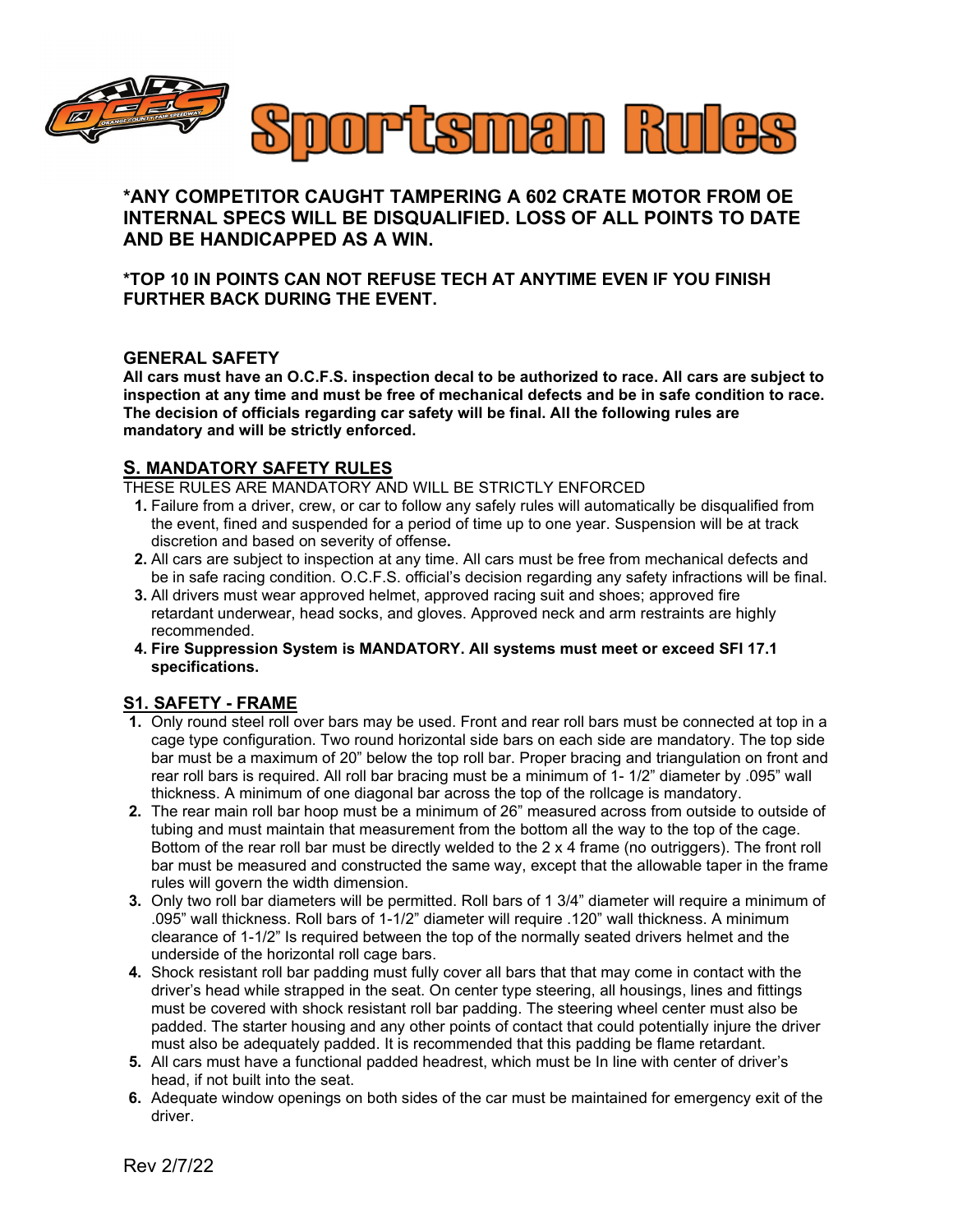# Sportsman Rules

**\*ANY COMPETITOR CAUGHT TAMPERING A 602 CRATE MOTOR FROM OE INTERNAL SPECS WILL BE DISQUALIFIED. LOSS OF ALL POINTS TO DATE AND BE HANDICAPPED AS A WIN.**

**\*TOP 10 IN POINTS CAN NOT REFUSE TECH AT ANYTIME EVEN IF YOU FINISH FURTHER BACK DURING THE EVENT.**

## GENERAL SAFETY

**All cars must have an O.C.F.S. inspection decal to be authorized to race. All cars are subject to inspection at any time and must be free of mechanical defects and be in safe condition to race. The decision of officials regarding car safety will be final. All the following rules are mandatory and will be strictly enforced.**

## S. MANDATORY SAFETY RULES

THESE RULES ARE MANDATORY AND WILL BE STRICTLY ENFORCED

1. Failure from a driver, crew, or car to follow any safely rules will automatically be disqualified from the event, fined and suspended for a period of time up to one year. Suspension will be at track discretion and based on severity of offense**.**
2. All cars are subject to inspection at any time. All cars must be free from mechanical defects and be in safe racing condition. O.C.F.S. official's decision regarding any safety infractions will be final.
3. All drivers must wear approved helmet, approved racing suit and shoes; approved fire retardant underwear, head socks, and gloves. Approved neck and arm restraints are highly recommended.
4. **Fire Suppression System is MANDATORY. All systems must meet or exceed SFI 17.1 specifications.**

## S1. SAFETY - FRAME

1. Only round steel roll over bars may be used. Front and rear roll bars must be connected at top in a cage type configuration. Two round horizontal side bars on each side are mandatory. The top side bar must be a maximum of 20" below the top roll bar. Proper bracing and triangulation on front and rear roll bars is required. All roll bar bracing must be a minimum of 1- 1/2" diameter by .095" wall thickness. A minimum of one diagonal bar across the top of the rollcage is mandatory.
2. The rear main roll bar hoop must be a minimum of 26" measured across from outside to outside of tubing and must maintain that measurement from the bottom all the way to the top of the cage. Bottom of the rear roll bar must be directly welded to the 2 x 4 frame (no outriggers). The front roll bar must be measured and constructed the same way, except that the allowable taper in the frame rules will govern the width dimension.
3. Only two roll bar diameters will be permitted. Roll bars of 1 3/4" diameter will require a minimum of .095" wall thickness. Roll bars of 1-1/2" diameter will require .120" wall thickness. A minimum clearance of 1-1/2" Is required between the top of the normally seated drivers helmet and the underside of the horizontal roll cage bars.
4. Shock resistant roll bar padding must fully cover all bars that that may come in contact with the driver's head while strapped in the seat. On center type steering, all housings, lines and fittings must be covered with shock resistant roll bar padding. The steering wheel center must also be padded. The starter housing and any other points of contact that could potentially injure the driver must also be adequately padded. It is recommended that this padding be flame retardant.
5. All cars must have a functional padded headrest, which must be In line with center of driver's head, if not built into the seat.
6. Adequate window openings on both sides of the car must be maintained for emergency exit of the driver.

Rev 2/7/22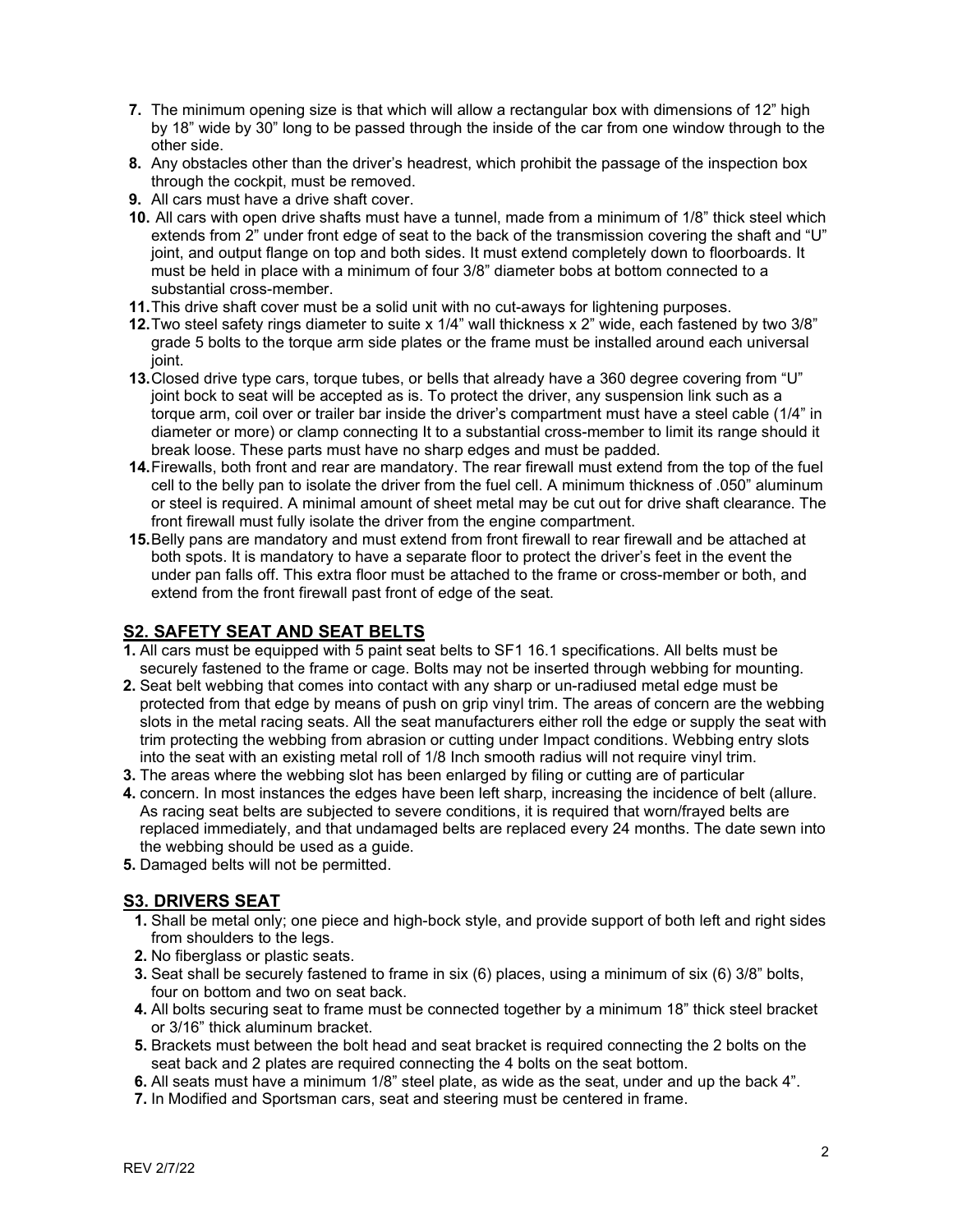7. The minimum opening size is that which will allow a rectangular box with dimensions of 12" high by 18" wide by 30" long to be passed through the inside of the car from one window through to the other side.
8. Any obstacles other than the driver's headrest, which prohibit the passage of the inspection box through the cockpit, must be removed.
9. All cars must have a drive shaft cover.
10. All cars with open drive shafts must have a tunnel, made from a minimum of 1/8" thick steel which extends from 2" under front edge of seat to the back of the transmission covering the shaft and "U" joint, and output flange on top and both sides. It must extend completely down to floorboards. It must be held in place with a minimum of four 3/8" diameter bobs at bottom connected to a substantial cross-member.
11. This drive shaft cover must be a solid unit with no cut-aways for lightening purposes.
12. Two steel safety rings diameter to suite x 1/4" wall thickness x 2" wide, each fastened by two 3/8" grade 5 bolts to the torque arm side plates or the frame must be installed around each universal joint.
13. Closed drive type cars, torque tubes, or bells that already have a 360 degree covering from "U" joint bock to seat will be accepted as is. To protect the driver, any suspension link such as a torque arm, coil over or trailer bar inside the driver's compartment must have a steel cable (1/4" in diameter or more) or clamp connecting It to a substantial cross-member to limit its range should it break loose. These parts must have no sharp edges and must be padded.
14. Firewalls, both front and rear are mandatory. The rear firewall must extend from the top of the fuel cell to the belly pan to isolate the driver from the fuel cell. A minimum thickness of .050" aluminum or steel is required. A minimal amount of sheet metal may be cut out for drive shaft clearance. The front firewall must fully isolate the driver from the engine compartment.
15. Belly pans are mandatory and must extend from front firewall to rear firewall and be attached at both spots. It is mandatory to have a separate floor to protect the driver's feet in the event the under pan falls off. This extra floor must be attached to the frame or cross-member or both, and extend from the front firewall past front of edge of the seat.

## S2. SAFETY SEAT AND SEAT BELTS

1. All cars must be equipped with 5 paint seat belts to SF1 16.1 specifications. All belts must be securely fastened to the frame or cage. Bolts may not be inserted through webbing for mounting.
2. Seat belt webbing that comes into contact with any sharp or un-radiused metal edge must be protected from that edge by means of push on grip vinyl trim. The areas of concern are the webbing slots in the metal racing seats. All the seat manufacturers either roll the edge or supply the seat with trim protecting the webbing from abrasion or cutting under Impact conditions. Webbing entry slots into the seat with an existing metal roll of 1/8 Inch smooth radius will not require vinyl trim.
3. The areas where the webbing slot has been enlarged by filing or cutting are of particular
4. concern. In most instances the edges have been left sharp, increasing the incidence of belt (allure. As racing seat belts are subjected to severe conditions, it is required that worn/frayed belts are replaced immediately, and that undamaged belts are replaced every 24 months. The date sewn into the webbing should be used as a guide.
5. Damaged belts will not be permitted.

## S3. DRIVERS SEAT

1. Shall be metal only; one piece and high-bock style, and provide support of both left and right sides from shoulders to the legs.
2. No fiberglass or plastic seats.
3. Seat shall be securely fastened to frame in six (6) places, using a minimum of six (6) 3/8" bolts, four on bottom and two on seat back.
4. All bolts securing seat to frame must be connected together by a minimum 18" thick steel bracket or 3/16" thick aluminum bracket.
5. Brackets must between the bolt head and seat bracket is required connecting the 2 bolts on the seat back and 2 plates are required connecting the 4 bolts on the seat bottom.
6. All seats must have a minimum 1/8" steel plate, as wide as the seat, under and up the back 4".
7. In Modified and Sportsman cars, seat and steering must be centered in frame.

REV 2/7/22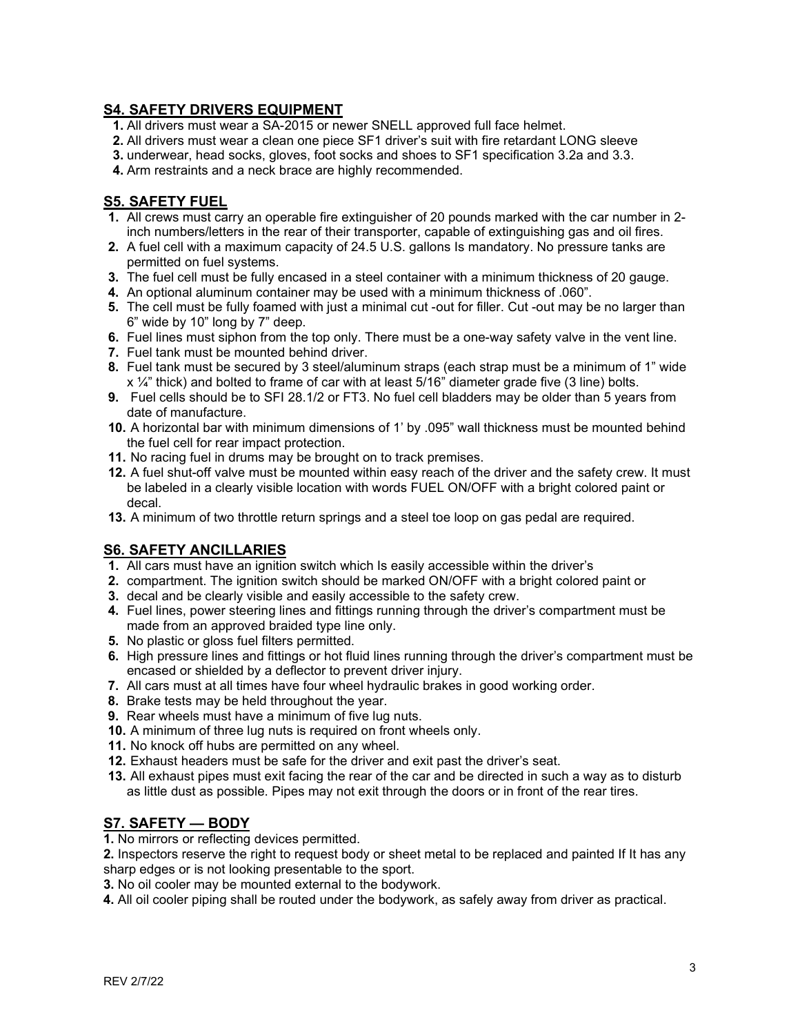## S4. SAFETY DRIVERS EQUIPMENT

1. All drivers must wear a SA-2015 or newer SNELL approved full face helmet.
2. All drivers must wear a clean one piece SF1 driver's suit with fire retardant LONG sleeve
3. underwear, head socks, gloves, foot socks and shoes to SF1 specification 3.2a and 3.3.
4. Arm restraints and a neck brace are highly recommended.

## S5. SAFETY FUEL

1. All crews must carry an operable fire extinguisher of 20 pounds marked with the car number in 2-inch numbers/letters in the rear of their transporter, capable of extinguishing gas and oil fires.
2. A fuel cell with a maximum capacity of 24.5 U.S. gallons Is mandatory. No pressure tanks are permitted on fuel systems.
3. The fuel cell must be fully encased in a steel container with a minimum thickness of 20 gauge.
4. An optional aluminum container may be used with a minimum thickness of .060".
5. The cell must be fully foamed with just a minimal cut -out for filler. Cut -out may be no larger than 6" wide by 10" long by 7" deep.
6. Fuel lines must siphon from the top only. There must be a one-way safety valve in the vent line.
7. Fuel tank must be mounted behind driver.
8. Fuel tank must be secured by 3 steel/aluminum straps (each strap must be a minimum of 1" wide x ¼" thick) and bolted to frame of car with at least 5/16" diameter grade five (3 line) bolts.
9. Fuel cells should be to SFI 28.1/2 or FT3. No fuel cell bladders may be older than 5 years from date of manufacture.
10. A horizontal bar with minimum dimensions of 1' by .095" wall thickness must be mounted behind the fuel cell for rear impact protection.
11. No racing fuel in drums may be brought on to track premises.
12. A fuel shut-off valve must be mounted within easy reach of the driver and the safety crew. It must be labeled in a clearly visible location with words FUEL ON/OFF with a bright colored paint or decal.
13. A minimum of two throttle return springs and a steel toe loop on gas pedal are required.

## S6. SAFETY ANCILLARIES

1. All cars must have an ignition switch which Is easily accessible within the driver's
2. compartment. The ignition switch should be marked ON/OFF with a bright colored paint or
3. decal and be clearly visible and easily accessible to the safety crew.
4. Fuel lines, power steering lines and fittings running through the driver's compartment must be made from an approved braided type line only.
5. No plastic or gloss fuel filters permitted.
6. High pressure lines and fittings or hot fluid lines running through the driver's compartment must be encased or shielded by a deflector to prevent driver injury.
7. All cars must at all times have four wheel hydraulic brakes in good working order.
8. Brake tests may be held throughout the year.
9. Rear wheels must have a minimum of five lug nuts.
10. A minimum of three lug nuts is required on front wheels only.
11. No knock off hubs are permitted on any wheel.
12. Exhaust headers must be safe for the driver and exit past the driver's seat.
13. All exhaust pipes must exit facing the rear of the car and be directed in such a way as to disturb as little dust as possible. Pipes may not exit through the doors or in front of the rear tires.

## S7. SAFETY — BODY

**1.** No mirrors or reflecting devices permitted.

**2.** Inspectors reserve the right to request body or sheet metal to be replaced and painted If It has any sharp edges or is not looking presentable to the sport.

**3.** No oil cooler may be mounted external to the bodywork.

**4.** All oil cooler piping shall be routed under the bodywork, as safely away from driver as practical.

REV 2/7/22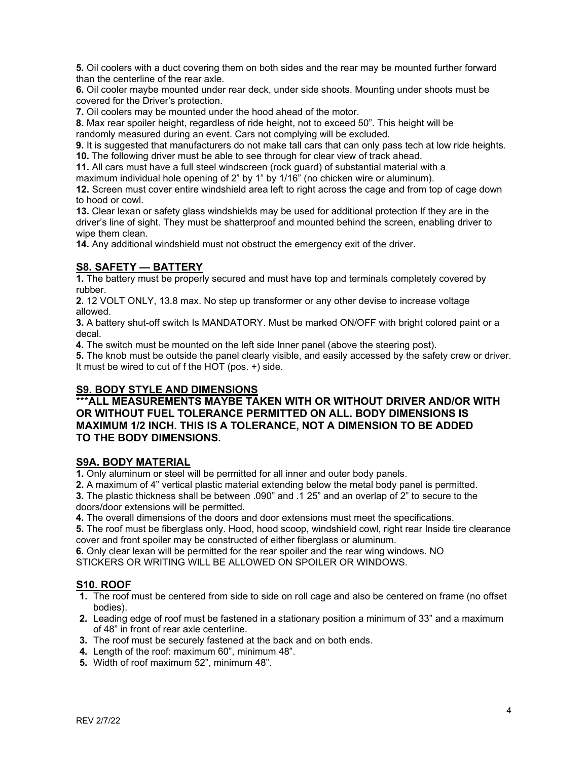**5.** Oil coolers with a duct covering them on both sides and the rear may be mounted further forward than the centerline of the rear axle.
**6.** Oil cooler maybe mounted under rear deck, under side shoots. Mounting under shoots must be covered for the Driver's protection.
**7.** Oil coolers may be mounted under the hood ahead of the motor.
**8.** Max rear spoiler height, regardless of ride height, not to exceed 50". This height will be randomly measured during an event. Cars not complying will be excluded.
**9.** It is suggested that manufacturers do not make tall cars that can only pass tech at low ride heights.
**10.** The following driver must be able to see through for clear view of track ahead.
**11.** All cars must have a full steel windscreen (rock guard) of substantial material with a maximum individual hole opening of 2" by 1" by 1/16" (no chicken wire or aluminum).
**12.** Screen must cover entire windshield area left to right across the cage and from top of cage down to hood or cowl.
**13.** Clear lexan or safety glass windshields may be used for additional protection If they are in the driver's line of sight. They must be shatterproof and mounted behind the screen, enabling driver to wipe them clean.
**14.** Any additional windshield must not obstruct the emergency exit of the driver.

## S8. SAFETY — BATTERY

**1.** The battery must be properly secured and must have top and terminals completely covered by rubber.
**2.** 12 VOLT ONLY, 13.8 max. No step up transformer or any other devise to increase voltage allowed.
**3.** A battery shut-off switch Is MANDATORY. Must be marked ON/OFF with bright colored paint or a decal.
**4.** The switch must be mounted on the left side Inner panel (above the steering post).
**5.** The knob must be outside the panel clearly visible, and easily accessed by the safety crew or driver. It must be wired to cut of f the HOT (pos. +) side.

## S9. BODY STYLE AND DIMENSIONS

***ALL MEASUREMENTS MAYBE TAKEN WITH OR WITHOUT DRIVER AND/OR WITH OR WITHOUT FUEL TOLERANCE PERMITTED ON ALL. BODY DIMENSIONS IS MAXIMUM 1/2 INCH. THIS IS A TOLERANCE, NOT A DIMENSION TO BE ADDED TO THE BODY DIMENSIONS.**

## S9A. BODY MATERIAL

**1.** Only aluminum or steel will be permitted for all inner and outer body panels.
**2.** A maximum of 4" vertical plastic material extending below the metal body panel is permitted.
**3.** The plastic thickness shall be between .090" and .1 25" and an overlap of 2" to secure to the doors/door extensions will be permitted.
**4.** The overall dimensions of the doors and door extensions must meet the specifications.
**5.** The roof must be fiberglass only. Hood, hood scoop, windshield cowl, right rear Inside tire clearance cover and front spoiler may be constructed of either fiberglass or aluminum.
**6.** Only clear lexan will be permitted for the rear spoiler and the rear wing windows. NO STICKERS OR WRITING WILL BE ALLOWED ON SPOILER OR WINDOWS.

## S10. ROOF

1. The roof must be centered from side to side on roll cage and also be centered on frame (no offset bodies).
2. Leading edge of roof must be fastened in a stationary position a minimum of 33" and a maximum of 48" in front of rear axle centerline.
3. The roof must be securely fastened at the back and on both ends.
4. Length of the roof: maximum 60", minimum 48".
5. Width of roof maximum 52", minimum 48".

REV 2/7/22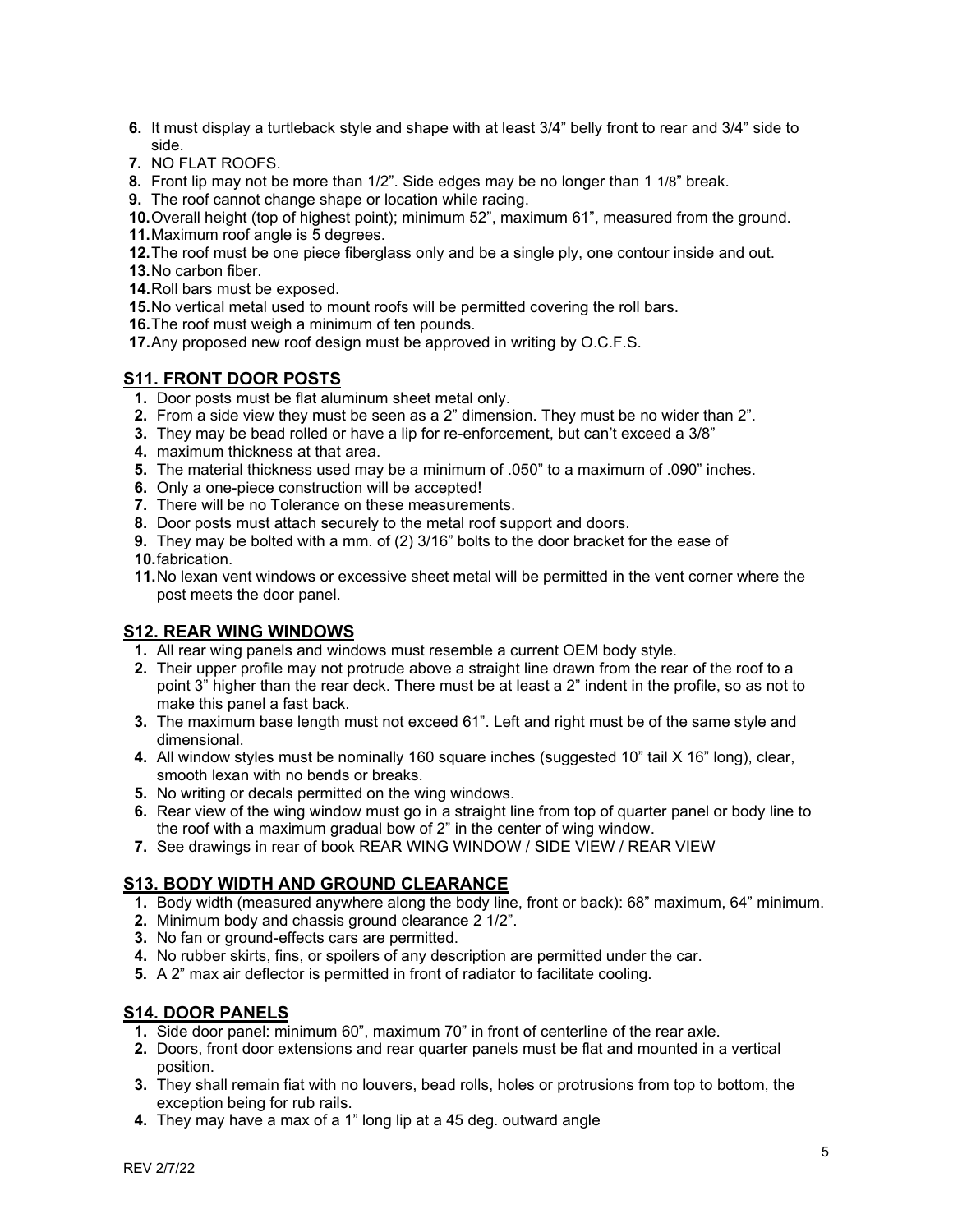6. It must display a turtleback style and shape with at least 3/4" belly front to rear and 3/4" side to side.
7. NO FLAT ROOFS.
8. Front lip may not be more than 1/2". Side edges may be no longer than 1 1/8" break.
9. The roof cannot change shape or location while racing.
10. Overall height (top of highest point); minimum 52", maximum 61", measured from the ground.
11. Maximum roof angle is 5 degrees.
12. The roof must be one piece fiberglass only and be a single ply, one contour inside and out.
13. No carbon fiber.
14. Roll bars must be exposed.
15. No vertical metal used to mount roofs will be permitted covering the roll bars.
16. The roof must weigh a minimum of ten pounds.
17. Any proposed new roof design must be approved in writing by O.C.F.S.

## S11. FRONT DOOR POSTS

1. Door posts must be flat aluminum sheet metal only.
2. From a side view they must be seen as a 2" dimension. They must be no wider than 2".
3. They may be bead rolled or have a lip for re-enforcement, but can't exceed a 3/8"
4. maximum thickness at that area.
5. The material thickness used may be a minimum of .050" to a maximum of .090" inches.
6. Only a one-piece construction will be accepted!
7. There will be no Tolerance on these measurements.
8. Door posts must attach securely to the metal roof support and doors.
9. They may be bolted with a mm. of (2) 3/16" bolts to the door bracket for the ease of
10. fabrication.
11. No lexan vent windows or excessive sheet metal will be permitted in the vent corner where the post meets the door panel.

## S12. REAR WING WINDOWS

1. All rear wing panels and windows must resemble a current OEM body style.
2. Their upper profile may not protrude above a straight line drawn from the rear of the roof to a point 3" higher than the rear deck. There must be at least a 2" indent in the profile, so as not to make this panel a fast back.
3. The maximum base length must not exceed 61". Left and right must be of the same style and dimensional.
4. All window styles must be nominally 160 square inches (suggested 10" tail X 16" long), clear, smooth lexan with no bends or breaks.
5. No writing or decals permitted on the wing windows.
6. Rear view of the wing window must go in a straight line from top of quarter panel or body line to the roof with a maximum gradual bow of 2" in the center of wing window.
7. See drawings in rear of book REAR WING WINDOW / SIDE VIEW / REAR VIEW

## S13. BODY WIDTH AND GROUND CLEARANCE

1. Body width (measured anywhere along the body line, front or back): 68" maximum, 64" minimum.
2. Minimum body and chassis ground clearance 2 1/2".
3. No fan or ground-effects cars are permitted.
4. No rubber skirts, fins, or spoilers of any description are permitted under the car.
5. A 2" max air deflector is permitted in front of radiator to facilitate cooling.

## S14. DOOR PANELS

1. Side door panel: minimum 60", maximum 70" in front of centerline of the rear axle.
2. Doors, front door extensions and rear quarter panels must be flat and mounted in a vertical position.
3. They shall remain flat with no louvers, bead rolls, holes or protrusions from top to bottom, the exception being for rub rails.
4. They may have a max of a 1" long lip at a 45 deg. outward angle

REV 2/7/22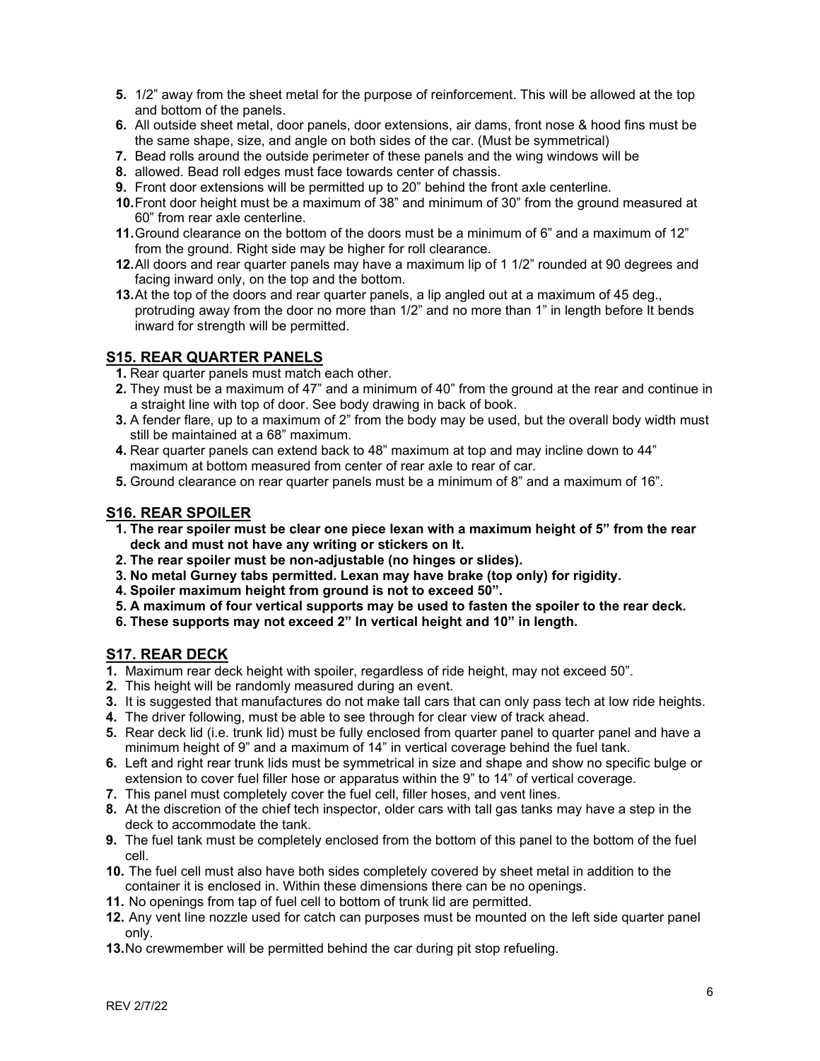5. 1/2" away from the sheet metal for the purpose of reinforcement. This will be allowed at the top and bottom of the panels.
6. All outside sheet metal, door panels, door extensions, air dams, front nose & hood fins must be the same shape, size, and angle on both sides of the car. (Must be symmetrical)
7. Bead rolls around the outside perimeter of these panels and the wing windows will be
8. allowed. Bead roll edges must face towards center of chassis.
9. Front door extensions will be permitted up to 20" behind the front axle centerline.
10. Front door height must be a maximum of 38" and minimum of 30" from the ground measured at 60" from rear axle centerline.
11. Ground clearance on the bottom of the doors must be a minimum of 6" and a maximum of 12" from the ground. Right side may be higher for roll clearance.
12. All doors and rear quarter panels may have a maximum lip of 1 1/2" rounded at 90 degrees and facing inward only, on the top and the bottom.
13. At the top of the doors and rear quarter panels, a lip angled out at a maximum of 45 deg., protruding away from the door no more than 1/2" and no more than 1" in length before It bends inward for strength will be permitted.

## S15. REAR QUARTER PANELS

1. Rear quarter panels must match each other.
2. They must be a maximum of 47" and a minimum of 40" from the ground at the rear and continue in a straight line with top of door. See body drawing in back of book.
3. A fender flare, up to a maximum of 2" from the body may be used, but the overall body width must still be maintained at a 68" maximum.
4. Rear quarter panels can extend back to 48" maximum at top and may incline down to 44" maximum at bottom measured from center of rear axle to rear of car.
5. Ground clearance on rear quarter panels must be a minimum of 8" and a maximum of 16".

## S16. REAR SPOILER

1. **The rear spoiler must be clear one piece lexan with a maximum height of 5" from the rear deck and must not have any writing or stickers on It.**
2. **The rear spoiler must be non-adjustable (no hinges or slides).**
3. **No metal Gurney tabs permitted. Lexan may have brake (top only) for rigidity.**
4. **Spoiler maximum height from ground is not to exceed 50".**
5. **A maximum of four vertical supports may be used to fasten the spoiler to the rear deck.**
6. **These supports may not exceed 2" In vertical height and 10" in length.**

## S17. REAR DECK

1. Maximum rear deck height with spoiler, regardless of ride height, may not exceed 50".
2. This height will be randomly measured during an event.
3. It is suggested that manufactures do not make tall cars that can only pass tech at low ride heights.
4. The driver following, must be able to see through for clear view of track ahead.
5. Rear deck lid (i.e. trunk lid) must be fully enclosed from quarter panel to quarter panel and have a minimum height of 9" and a maximum of 14" in vertical coverage behind the fuel tank.
6. Left and right rear trunk lids must be symmetrical in size and shape and show no specific bulge or extension to cover fuel filler hose or apparatus within the 9" to 14" of vertical coverage.
7. This panel must completely cover the fuel cell, filler hoses, and vent lines.
8. At the discretion of the chief tech inspector, older cars with tall gas tanks may have a step in the deck to accommodate the tank.
9. The fuel tank must be completely enclosed from the bottom of this panel to the bottom of the fuel cell.
10. The fuel cell must also have both sides completely covered by sheet metal in addition to the container it is enclosed in. Within these dimensions there can be no openings.
11. No openings from tap of fuel cell to bottom of trunk lid are permitted.
12. Any vent line nozzle used for catch can purposes must be mounted on the left side quarter panel only.
13. No crewmember will be permitted behind the car during pit stop refueling.

REV 2/7/22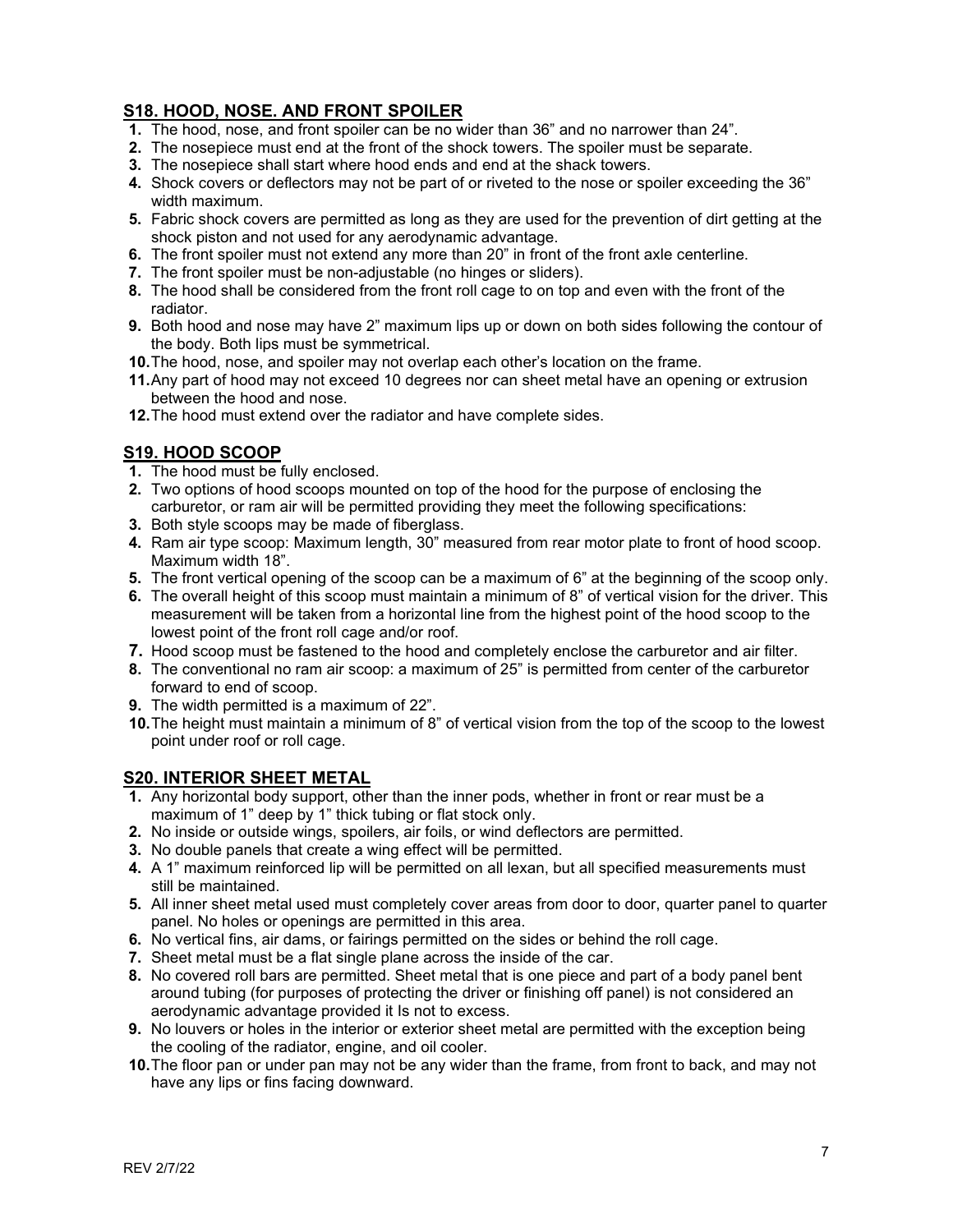## S18. HOOD, NOSE. AND FRONT SPOILER

1. The hood, nose, and front spoiler can be no wider than 36" and no narrower than 24".
2. The nosepiece must end at the front of the shock towers. The spoiler must be separate.
3. The nosepiece shall start where hood ends and end at the shock towers.
4. Shock covers or deflectors may not be part of or riveted to the nose or spoiler exceeding the 36" width maximum.
5. Fabric shock covers are permitted as long as they are used for the prevention of dirt getting at the shock piston and not used for any aerodynamic advantage.
6. The front spoiler must not extend any more than 20" in front of the front axle centerline.
7. The front spoiler must be non-adjustable (no hinges or sliders).
8. The hood shall be considered from the front roll cage to on top and even with the front of the radiator.
9. Both hood and nose may have 2" maximum lips up or down on both sides following the contour of the body. Both lips must be symmetrical.
10. The hood, nose, and spoiler may not overlap each other's location on the frame.
11. Any part of hood may not exceed 10 degrees nor can sheet metal have an opening or extrusion between the hood and nose.
12. The hood must extend over the radiator and have complete sides.

## S19. HOOD SCOOP

1. The hood must be fully enclosed.
2. Two options of hood scoops mounted on top of the hood for the purpose of enclosing the carburetor, or ram air will be permitted providing they meet the following specifications:
3. Both style scoops may be made of fiberglass.
4. Ram air type scoop: Maximum length, 30" measured from rear motor plate to front of hood scoop. Maximum width 18".
5. The front vertical opening of the scoop can be a maximum of 6" at the beginning of the scoop only.
6. The overall height of this scoop must maintain a minimum of 8" of vertical vision for the driver. This measurement will be taken from a horizontal line from the highest point of the hood scoop to the lowest point of the front roll cage and/or roof.
7. Hood scoop must be fastened to the hood and completely enclose the carburetor and air filter.
8. The conventional no ram air scoop: a maximum of 25" is permitted from center of the carburetor forward to end of scoop.
9. The width permitted is a maximum of 22".
10. The height must maintain a minimum of 8" of vertical vision from the top of the scoop to the lowest point under roof or roll cage.

## S20. INTERIOR SHEET METAL

1. Any horizontal body support, other than the inner pods, whether in front or rear must be a maximum of 1" deep by 1" thick tubing or flat stock only.
2. No inside or outside wings, spoilers, air foils, or wind deflectors are permitted.
3. No double panels that create a wing effect will be permitted.
4. A 1" maximum reinforced lip will be permitted on all lexan, but all specified measurements must still be maintained.
5. All inner sheet metal used must completely cover areas from door to door, quarter panel to quarter panel. No holes or openings are permitted in this area.
6. No vertical fins, air dams, or fairings permitted on the sides or behind the roll cage.
7. Sheet metal must be a flat single plane across the inside of the car.
8. No covered roll bars are permitted. Sheet metal that is one piece and part of a body panel bent around tubing (for purposes of protecting the driver or finishing off panel) is not considered an aerodynamic advantage provided it Is not to excess.
9. No louvers or holes in the interior or exterior sheet metal are permitted with the exception being the cooling of the radiator, engine, and oil cooler.
10. The floor pan or under pan may not be any wider than the frame, from front to back, and may not have any lips or fins facing downward.

REV 2/7/22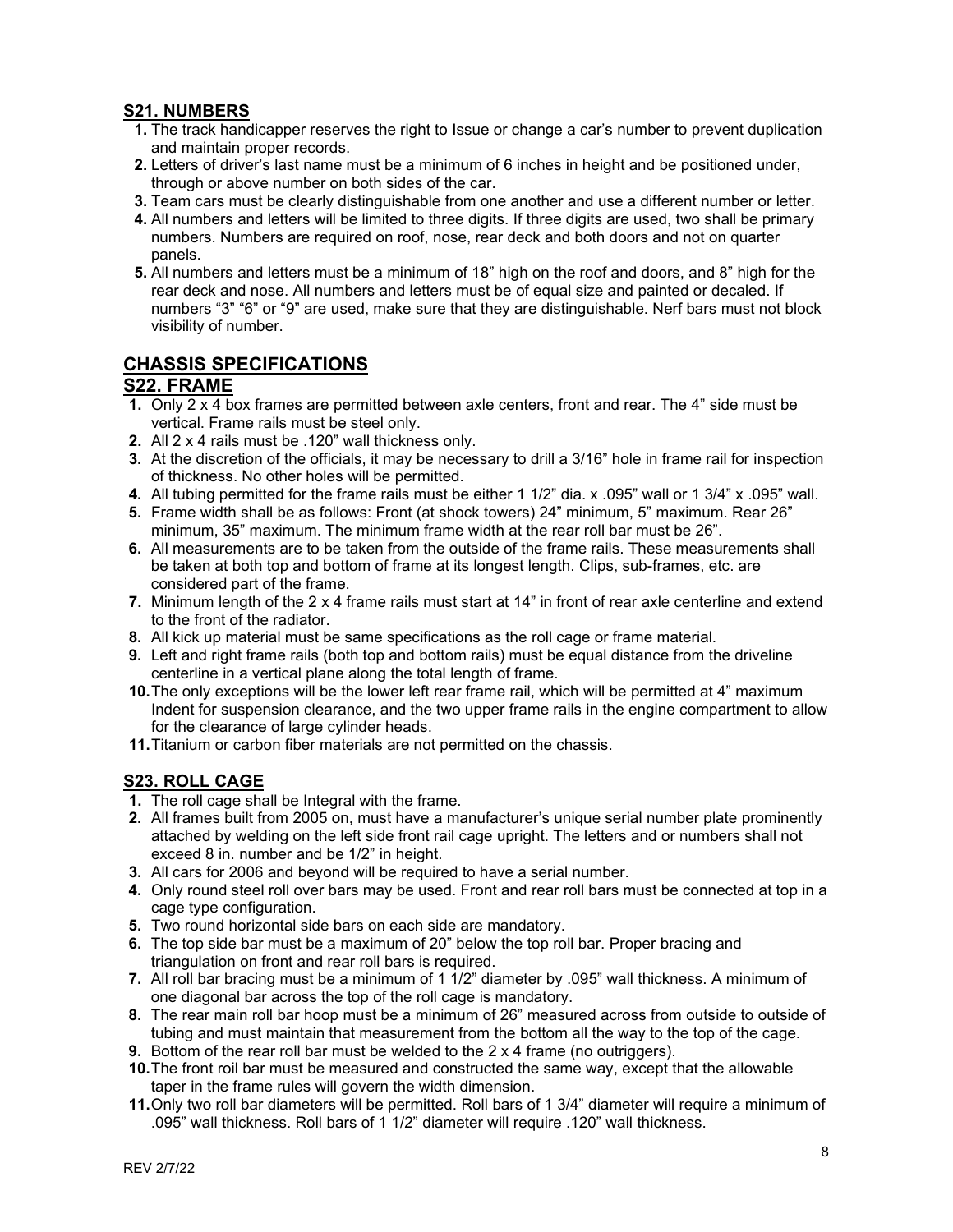## S21. NUMBERS

1. The track handicapper reserves the right to Issue or change a car's number to prevent duplication and maintain proper records.
2. Letters of driver's last name must be a minimum of 6 inches in height and be positioned under, through or above number on both sides of the car.
3. Team cars must be clearly distinguishable from one another and use a different number or letter.
4. All numbers and letters will be limited to three digits. If three digits are used, two shall be primary numbers. Numbers are required on roof, nose, rear deck and both doors and not on quarter panels.
5. All numbers and letters must be a minimum of 18" high on the roof and doors, and 8" high for the rear deck and nose. All numbers and letters must be of equal size and painted or decaled. If numbers "3" "6" or "9" are used, make sure that they are distinguishable. Nerf bars must not block visibility of number.

# CHASSIS SPECIFICATIONS

## S22. FRAME

1. Only 2 x 4 box frames are permitted between axle centers, front and rear. The 4" side must be vertical. Frame rails must be steel only.
2. All 2 x 4 rails must be .120" wall thickness only.
3. At the discretion of the officials, it may be necessary to drill a 3/16" hole in frame rail for inspection of thickness. No other holes will be permitted.
4. All tubing permitted for the frame rails must be either 1 1/2" dia. x .095" wall or 1 3/4" x .095" wall.
5. Frame width shall be as follows: Front (at shock towers) 24" minimum, 5" maximum. Rear 26" minimum, 35" maximum. The minimum frame width at the rear roll bar must be 26".
6. All measurements are to be taken from the outside of the frame rails. These measurements shall be taken at both top and bottom of frame at its longest length. Clips, sub-frames, etc. are considered part of the frame.
7. Minimum length of the 2 x 4 frame rails must start at 14" in front of rear axle centerline and extend to the front of the radiator.
8. All kick up material must be same specifications as the roll cage or frame material.
9. Left and right frame rails (both top and bottom rails) must be equal distance from the driveline centerline in a vertical plane along the total length of frame.
10. The only exceptions will be the lower left rear frame rail, which will be permitted at 4" maximum Indent for suspension clearance, and the two upper frame rails in the engine compartment to allow for the clearance of large cylinder heads.
11. Titanium or carbon fiber materials are not permitted on the chassis.

## S23. ROLL CAGE

1. The roll cage shall be Integral with the frame.
2. All frames built from 2005 on, must have a manufacturer's unique serial number plate prominently attached by welding on the left side front rail cage upright. The letters and or numbers shall not exceed 8 in. number and be 1/2" in height.
3. All cars for 2006 and beyond will be required to have a serial number.
4. Only round steel roll over bars may be used. Front and rear roll bars must be connected at top in a cage type configuration.
5. Two round horizontal side bars on each side are mandatory.
6. The top side bar must be a maximum of 20" below the top roll bar. Proper bracing and triangulation on front and rear roll bars is required.
7. All roll bar bracing must be a minimum of 1 1/2" diameter by .095" wall thickness. A minimum of one diagonal bar across the top of the roll cage is mandatory.
8. The rear main roll bar hoop must be a minimum of 26" measured across from outside to outside of tubing and must maintain that measurement from the bottom all the way to the top of the cage.
9. Bottom of the rear roll bar must be welded to the 2 x 4 frame (no outriggers).
10. The front roil bar must be measured and constructed the same way, except that the allowable taper in the frame rules will govern the width dimension.
11. Only two roll bar diameters will be permitted. Roll bars of 1 3/4" diameter will require a minimum of .095" wall thickness. Roll bars of 1 1/2" diameter will require .120" wall thickness.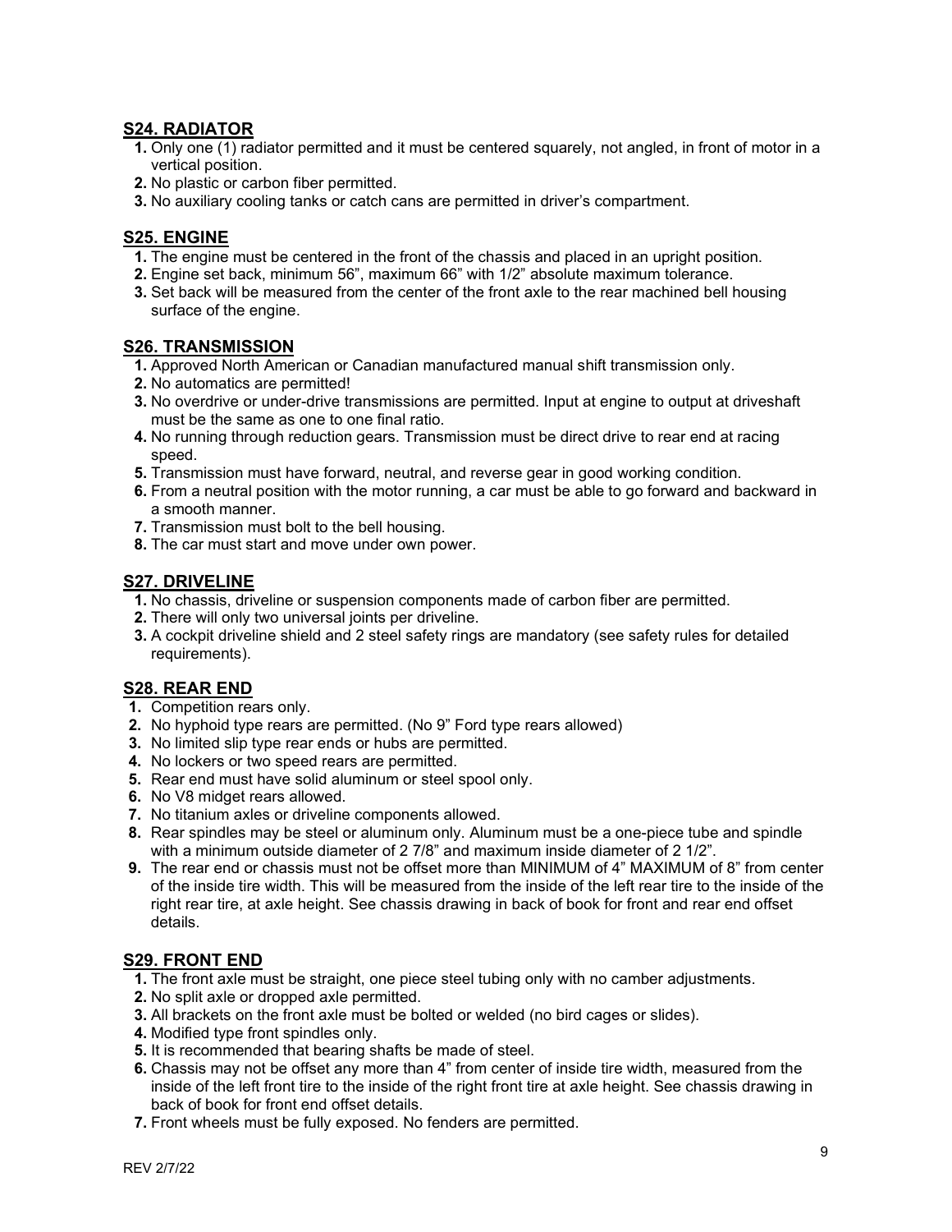## S24. RADIATOR

1. Only one (1) radiator permitted and it must be centered squarely, not angled, in front of motor in a vertical position.
2. No plastic or carbon fiber permitted.
3. No auxiliary cooling tanks or catch cans are permitted in driver's compartment.

## S25. ENGINE

1. The engine must be centered in the front of the chassis and placed in an upright position.
2. Engine set back, minimum 56", maximum 66" with 1/2" absolute maximum tolerance.
3. Set back will be measured from the center of the front axle to the rear machined bell housing surface of the engine.

## S26. TRANSMISSION

1. Approved North American or Canadian manufactured manual shift transmission only.
2. No automatics are permitted!
3. No overdrive or under-drive transmissions are permitted. Input at engine to output at driveshaft must be the same as one to one final ratio.
4. No running through reduction gears. Transmission must be direct drive to rear end at racing speed.
5. Transmission must have forward, neutral, and reverse gear in good working condition.
6. From a neutral position with the motor running, a car must be able to go forward and backward in a smooth manner.
7. Transmission must bolt to the bell housing.
8. The car must start and move under own power.

## S27. DRIVELINE

1. No chassis, driveline or suspension components made of carbon fiber are permitted.
2. There will only two universal joints per driveline.
3. A cockpit driveline shield and 2 steel safety rings are mandatory (see safety rules for detailed requirements).

## S28. REAR END

1. Competition rears only.
2. No hyphoid type rears are permitted. (No 9" Ford type rears allowed)
3. No limited slip type rear ends or hubs are permitted.
4. No lockers or two speed rears are permitted.
5. Rear end must have solid aluminum or steel spool only.
6. No V8 midget rears allowed.
7. No titanium axles or driveline components allowed.
8. Rear spindles may be steel or aluminum only. Aluminum must be a one-piece tube and spindle with a minimum outside diameter of 2 7/8" and maximum inside diameter of 2 1/2".
9. The rear end or chassis must not be offset more than MINIMUM of 4" MAXIMUM of 8" from center of the inside tire width. This will be measured from the inside of the left rear tire to the inside of the right rear tire, at axle height. See chassis drawing in back of book for front and rear end offset details.

## S29. FRONT END

1. The front axle must be straight, one piece steel tubing only with no camber adjustments.
2. No split axle or dropped axle permitted.
3. All brackets on the front axle must be bolted or welded (no bird cages or slides).
4. Modified type front spindles only.
5. It is recommended that bearing shafts be made of steel.
6. Chassis may not be offset any more than 4" from center of inside tire width, measured from the inside of the left front tire to the inside of the right front tire at axle height. See chassis drawing in back of book for front end offset details.
7. Front wheels must be fully exposed. No fenders are permitted.

REV 2/7/22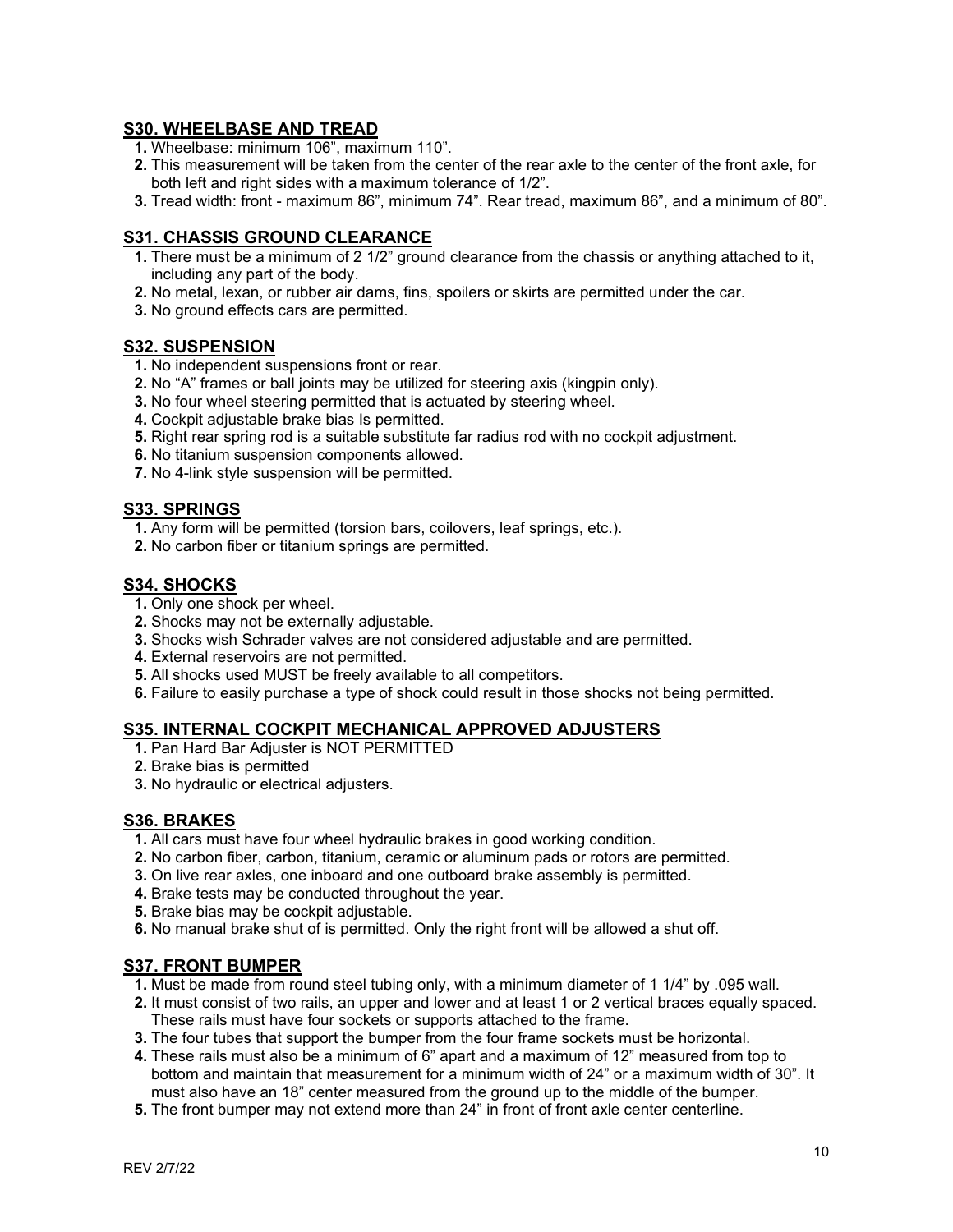## S30. WHEELBASE AND TREAD

1. Wheelbase: minimum 106", maximum 110".
2. This measurement will be taken from the center of the rear axle to the center of the front axle, for both left and right sides with a maximum tolerance of 1/2".
3. Tread width: front - maximum 86", minimum 74". Rear tread, maximum 86", and a minimum of 80".

## S31. CHASSIS GROUND CLEARANCE

1. There must be a minimum of 2 1/2" ground clearance from the chassis or anything attached to it, including any part of the body.
2. No metal, lexan, or rubber air dams, fins, spoilers or skirts are permitted under the car.
3. No ground effects cars are permitted.

## S32. SUSPENSION

1. No independent suspensions front or rear.
2. No "A" frames or ball joints may be utilized for steering axis (kingpin only).
3. No four wheel steering permitted that is actuated by steering wheel.
4. Cockpit adjustable brake bias Is permitted.
5. Right rear spring rod is a suitable substitute far radius rod with no cockpit adjustment.
6. No titanium suspension components allowed.
7. No 4-link style suspension will be permitted.

## S33. SPRINGS

1. Any form will be permitted (torsion bars, coilovers, leaf springs, etc.).
2. No carbon fiber or titanium springs are permitted.

## S34. SHOCKS

1. Only one shock per wheel.
2. Shocks may not be externally adjustable.
3. Shocks wish Schrader valves are not considered adjustable and are permitted.
4. External reservoirs are not permitted.
5. All shocks used MUST be freely available to all competitors.
6. Failure to easily purchase a type of shock could result in those shocks not being permitted.

## S35. INTERNAL COCKPIT MECHANICAL APPROVED ADJUSTERS

1. Pan Hard Bar Adjuster is NOT PERMITTED
2. Brake bias is permitted
3. No hydraulic or electrical adjusters.

## S36. BRAKES

1. All cars must have four wheel hydraulic brakes in good working condition.
2. No carbon fiber, carbon, titanium, ceramic or aluminum pads or rotors are permitted.
3. On live rear axles, one inboard and one outboard brake assembly is permitted.
4. Brake tests may be conducted throughout the year.
5. Brake bias may be cockpit adjustable.
6. No manual brake shut of is permitted. Only the right front will be allowed a shut off.

## S37. FRONT BUMPER

1. Must be made from round steel tubing only, with a minimum diameter of 1 1/4" by .095 wall.
2. It must consist of two rails, an upper and lower and at least 1 or 2 vertical braces equally spaced. These rails must have four sockets or supports attached to the frame.
3. The four tubes that support the bumper from the four frame sockets must be horizontal.
4. These rails must also be a minimum of 6" apart and a maximum of 12" measured from top to bottom and maintain that measurement for a minimum width of 24" or a maximum width of 30". It must also have an 18" center measured from the ground up to the middle of the bumper.
5. The front bumper may not extend more than 24" in front of front axle center centerline.

REV 2/7/22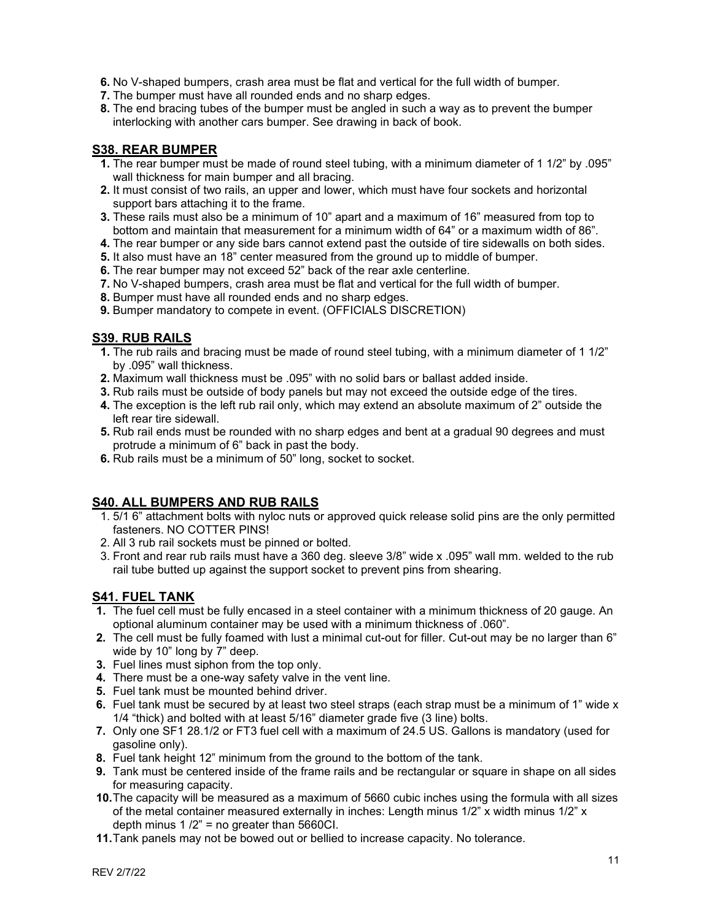**6.** No V-shaped bumpers, crash area must be flat and vertical for the full width of bumper.
**7.** The bumper must have all rounded ends and no sharp edges.
**8.** The end bracing tubes of the bumper must be angled in such a way as to prevent the bumper interlocking with another cars bumper. See drawing in back of book.

## S38. REAR BUMPER

**1.** The rear bumper must be made of round steel tubing, with a minimum diameter of 1 1/2" by .095" wall thickness for main bumper and all bracing.
**2.** It must consist of two rails, an upper and lower, which must have four sockets and horizontal support bars attaching it to the frame.
**3.** These rails must also be a minimum of 10" apart and a maximum of 16" measured from top to bottom and maintain that measurement for a minimum width of 64" or a maximum width of 86".
**4.** The rear bumper or any side bars cannot extend past the outside of tire sidewalls on both sides.
**5.** It also must have an 18" center measured from the ground up to middle of bumper.
**6.** The rear bumper may not exceed 52" back of the rear axle centerline.
**7.** No V-shaped bumpers, crash area must be flat and vertical for the full width of bumper.
**8.** Bumper must have all rounded ends and no sharp edges.
**9.** Bumper mandatory to compete in event. (OFFICIALS DISCRETION)

## S39. RUB RAILS

**1.** The rub rails and bracing must be made of round steel tubing, with a minimum diameter of 1 1/2" by .095" wall thickness.
**2.** Maximum wall thickness must be .095" with no solid bars or ballast added inside.
**3.** Rub rails must be outside of body panels but may not exceed the outside edge of the tires.
**4.** The exception is the left rub rail only, which may extend an absolute maximum of 2" outside the left rear tire sidewall.
**5.** Rub rail ends must be rounded with no sharp edges and bent at a gradual 90 degrees and must protrude a minimum of 6" back in past the body.
**6.** Rub rails must be a minimum of 50" long, socket to socket.

## S40. ALL BUMPERS AND RUB RAILS

1. 5/1 6" attachment bolts with nyloc nuts or approved quick release solid pins are the only permitted fasteners. NO COTTER PINS!
2. All 3 rub rail sockets must be pinned or bolted.
3. Front and rear rub rails must have a 360 deg. sleeve 3/8" wide x .095" wall mm. welded to the rub rail tube butted up against the support socket to prevent pins from shearing.

## S41. FUEL TANK

**1.** The fuel cell must be fully encased in a steel container with a minimum thickness of 20 gauge. An optional aluminum container may be used with a minimum thickness of .060".
**2.** The cell must be fully foamed with lust a minimal cut-out for filler. Cut-out may be no larger than 6" wide by 10" long by 7" deep.
**3.** Fuel lines must siphon from the top only.
**4.** There must be a one-way safety valve in the vent line.
**5.** Fuel tank must be mounted behind driver.
**6.** Fuel tank must be secured by at least two steel straps (each strap must be a minimum of 1" wide x 1/4 "thick) and bolted with at least 5/16" diameter grade five (3 line) bolts.
**7.** Only one SF1 28.1/2 or FT3 fuel cell with a maximum of 24.5 US. Gallons is mandatory (used for gasoline only).
**8.** Fuel tank height 12" minimum from the ground to the bottom of the tank.
**9.** Tank must be centered inside of the frame rails and be rectangular or square in shape on all sides for measuring capacity.
**10.** The capacity will be measured as a maximum of 5660 cubic inches using the formula with all sizes of the metal container measured externally in inches: Length minus 1/2" x width minus 1/2" x depth minus 1 /2" = no greater than 5660CI.
**11.** Tank panels may not be bowed out or bellied to increase capacity. No tolerance.

REV 2/7/22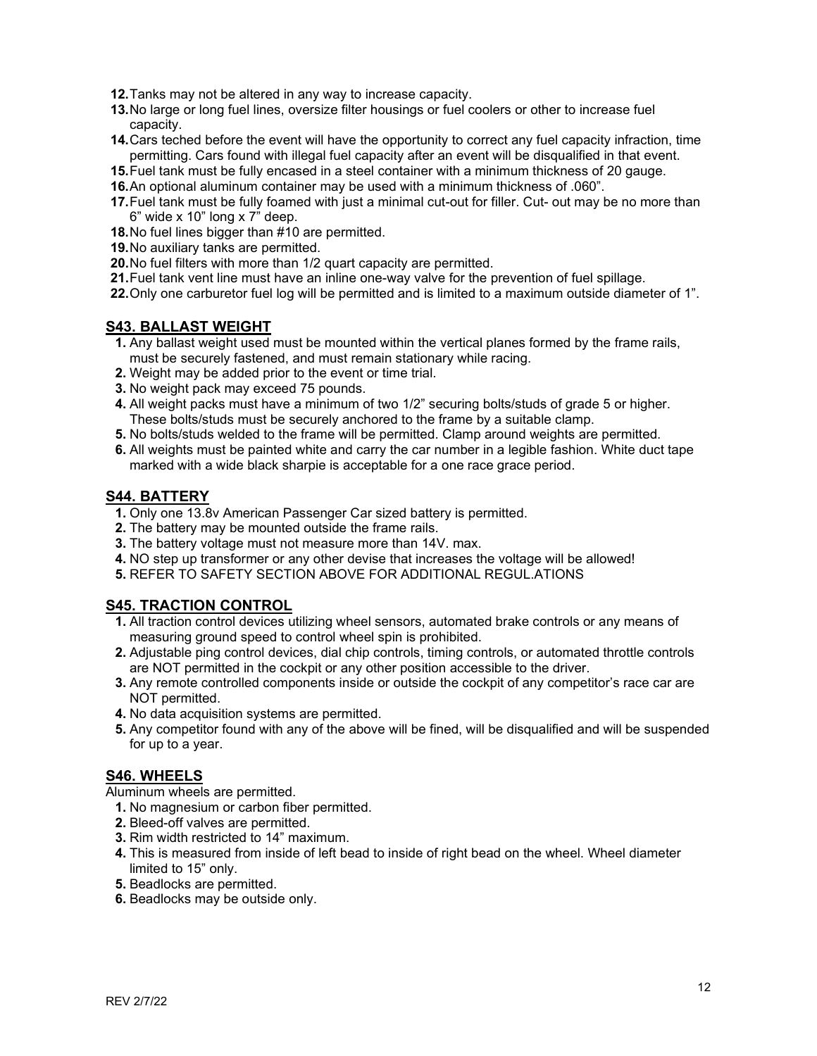12. Tanks may not be altered in any way to increase capacity.
13. No large or long fuel lines, oversize filter housings or fuel coolers or other to increase fuel capacity.
14. Cars teched before the event will have the opportunity to correct any fuel capacity infraction, time permitting. Cars found with illegal fuel capacity after an event will be disqualified in that event.
15. Fuel tank must be fully encased in a steel container with a minimum thickness of 20 gauge.
16. An optional aluminum container may be used with a minimum thickness of .060".
17. Fuel tank must be fully foamed with just a minimal cut-out for filler. Cut- out may be no more than 6" wide x 10" long x 7" deep.
18. No fuel lines bigger than #10 are permitted.
19. No auxiliary tanks are permitted.
20. No fuel filters with more than 1/2 quart capacity are permitted.
21. Fuel tank vent line must have an inline one-way valve for the prevention of fuel spillage.
22. Only one carburetor fuel log will be permitted and is limited to a maximum outside diameter of 1".

## S43. BALLAST WEIGHT

1. Any ballast weight used must be mounted within the vertical planes formed by the frame rails, must be securely fastened, and must remain stationary while racing.
2. Weight may be added prior to the event or time trial.
3. No weight pack may exceed 75 pounds.
4. All weight packs must have a minimum of two 1/2" securing bolts/studs of grade 5 or higher. These bolts/studs must be securely anchored to the frame by a suitable clamp.
5. No bolts/studs welded to the frame will be permitted. Clamp around weights are permitted.
6. All weights must be painted white and carry the car number in a legible fashion. White duct tape marked with a wide black sharpie is acceptable for a one race grace period.

## S44. BATTERY

1. Only one 13.8v American Passenger Car sized battery is permitted.
2. The battery may be mounted outside the frame rails.
3. The battery voltage must not measure more than 14V. max.
4. NO step up transformer or any other devise that increases the voltage will be allowed!
5. REFER TO SAFETY SECTION ABOVE FOR ADDITIONAL REGUL.ATIONS

## S45. TRACTION CONTROL

1. All traction control devices utilizing wheel sensors, automated brake controls or any means of measuring ground speed to control wheel spin is prohibited.
2. Adjustable ping control devices, dial chip controls, timing controls, or automated throttle controls are NOT permitted in the cockpit or any other position accessible to the driver.
3. Any remote controlled components inside or outside the cockpit of any competitor's race car are NOT permitted.
4. No data acquisition systems are permitted.
5. Any competitor found with any of the above will be fined, will be disqualified and will be suspended for up to a year.

## S46. WHEELS

Aluminum wheels are permitted.

1. No magnesium or carbon fiber permitted.
2. Bleed-off valves are permitted.
3. Rim width restricted to 14" maximum.
4. This is measured from inside of left bead to inside of right bead on the wheel. Wheel diameter limited to 15" only.
5. Beadlocks are permitted.
6. Beadlocks may be outside only.

REV 2/7/22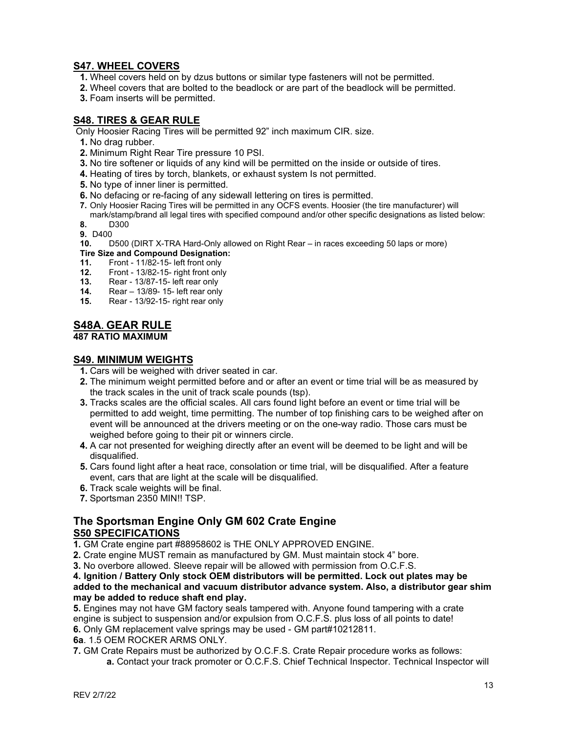## S47. WHEEL COVERS

1. Wheel covers held on by dzus buttons or similar type fasteners will not be permitted.
2. Wheel covers that are bolted to the beadlock or are part of the beadlock will be permitted.
3. Foam inserts will be permitted.

## S48. TIRES & GEAR RULE

Only Hoosier Racing Tires will be permitted 92" inch maximum CIR. size.

1. No drag rubber.
2. Minimum Right Rear Tire pressure 10 PSI.
3. No tire softener or liquids of any kind will be permitted on the inside or outside of tires.
4. Heating of tires by torch, blankets, or exhaust system Is not permitted.
5. No type of inner liner is permitted.
6. No defacing or re-facing of any sidewall lettering on tires is permitted.
7. Only Hoosier Racing Tires will be permitted in any OCFS events. Hoosier (the tire manufacturer) will mark/stamp/brand all legal tires with specified compound and/or other specific designations as listed below:
8. D300
9. D400
10. D500 (DIRT X-TRA Hard-Only allowed on Right Rear – in races exceeding 50 laps or more)

**Tire Size and Compound Designation:**

11. Front - 11/82-15- left front only
12. Front - 13/82-15- right front only
13. Rear - 13/87-15- left rear only
14. Rear – 13/89- 15- left rear only
15. Rear - 13/92-15- right rear only

## S48A. GEAR RULE

**487 RATIO MAXIMUM**

## S49. MINIMUM WEIGHTS

1. Cars will be weighed with driver seated in car.
2. The minimum weight permitted before and or after an event or time trial will be as measured by the track scales in the unit of track scale pounds (tsp).
3. Tracks scales are the official scales. All cars found light before an event or time trial will be permitted to add weight, time permitting. The number of top finishing cars to be weighed after on event will be announced at the drivers meeting or on the one-way radio. Those cars must be weighed before going to their pit or winners circle.
4. A car not presented for weighing directly after an event will be deemed to be light and will be disqualified.
5. Cars found light after a heat race, consolation or time trial, will be disqualified. After a feature event, cars that are light at the scale will be disqualified.
6. Track scale weights will be final.
7. Sportsman 2350 MIN!! TSP.

## The Sportsman Engine Only GM 602 Crate Engine

## S50 SPECIFICATIONS

**1.** GM Crate engine part #88958602 is THE ONLY APPROVED ENGINE.

**2.** Crate engine MUST remain as manufactured by GM. Must maintain stock 4" bore.

**3.** No overbore allowed. Sleeve repair will be allowed with permission from O.C.F.S.

**4. Ignition / Battery Only stock OEM distributors will be permitted. Lock out plates may be added to the mechanical and vacuum distributor advance system. Also, a distributor gear shim may be added to reduce shaft end play.**

**5.** Engines may not have GM factory seals tampered with. Anyone found tampering with a crate engine is subject to suspension and/or expulsion from O.C.F.S. plus loss of all points to date!

**6.** Only GM replacement valve springs may be used - GM part#10212811.

**6a**. 1.5 OEM ROCKER ARMS ONLY.

**7.** GM Crate Repairs must be authorized by O.C.F.S. Crate Repair procedure works as follows:

**a.** Contact your track promoter or O.C.F.S. Chief Technical Inspector. Technical Inspector will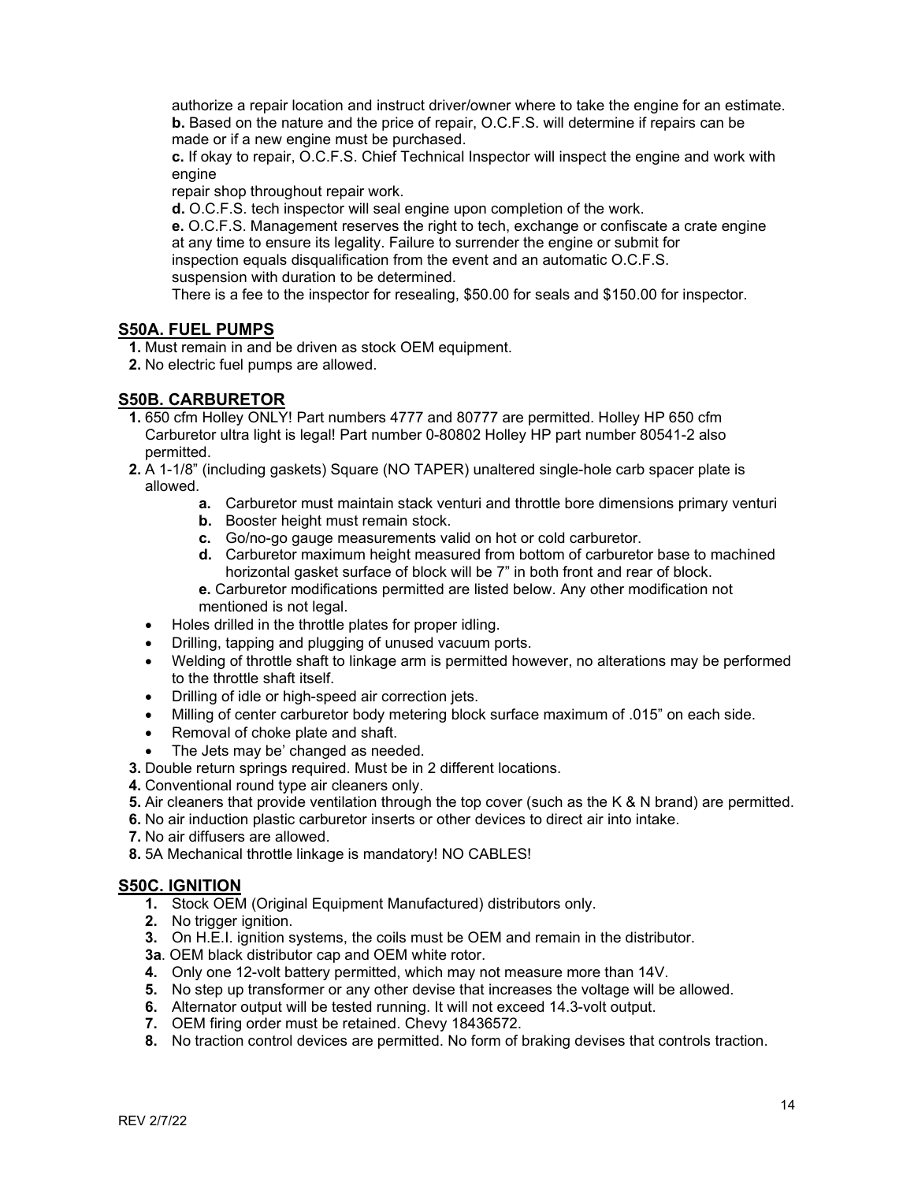authorize a repair location and instruct driver/owner where to take the engine for an estimate.
**b.** Based on the nature and the price of repair, O.C.F.S. will determine if repairs can be made or if a new engine must be purchased.
**c.** If okay to repair, O.C.F.S. Chief Technical Inspector will inspect the engine and work with engine
repair shop throughout repair work.
**d.** O.C.F.S. tech inspector will seal engine upon completion of the work.
**e.** O.C.F.S. Management reserves the right to tech, exchange or confiscate a crate engine at any time to ensure its legality. Failure to surrender the engine or submit for inspection equals disqualification from the event and an automatic O.C.F.S. suspension with duration to be determined.
There is a fee to the inspector for resealing, $50.00 for seals and $150.00 for inspector.

## S50A. FUEL PUMPS

**1.** Must remain in and be driven as stock OEM equipment.
**2.** No electric fuel pumps are allowed.

## S50B. CARBURETOR

**1.** 650 cfm Holley ONLY! Part numbers 4777 and 80777 are permitted. Holley HP 650 cfm Carburetor ultra light is legal! Part number 0-80802 Holley HP part number 80541-2 also permitted.
**2.** A 1-1/8" (including gaskets) Square (NO TAPER) unaltered single-hole carb spacer plate is allowed.

- **a.** Carburetor must maintain stack venturi and throttle bore dimensions primary venturi
- **b.** Booster height must remain stock.
- **c.** Go/no-go gauge measurements valid on hot or cold carburetor.
- **d.** Carburetor maximum height measured from bottom of carburetor base to machined horizontal gasket surface of block will be 7" in both front and rear of block.
- **e.** Carburetor modifications permitted are listed below. Any other modification not mentioned is not legal.

- Holes drilled in the throttle plates for proper idling.
- Drilling, tapping and plugging of unused vacuum ports.
- Welding of throttle shaft to linkage arm is permitted however, no alterations may be performed to the throttle shaft itself.
- Drilling of idle or high-speed air correction jets.
- Milling of center carburetor body metering block surface maximum of .015" on each side.
- Removal of choke plate and shaft.
- The Jets may be' changed as needed.

**3.** Double return springs required. Must be in 2 different locations.
**4.** Conventional round type air cleaners only.
**5.** Air cleaners that provide ventilation through the top cover (such as the K & N brand) are permitted.
**6.** No air induction plastic carburetor inserts or other devices to direct air into intake.
**7.** No air diffusers are allowed.
**8.** 5A Mechanical throttle linkage is mandatory! NO CABLES!

## S50C. IGNITION

**1.** Stock OEM (Original Equipment Manufactured) distributors only.
**2.** No trigger ignition.
**3.** On H.E.I. ignition systems, the coils must be OEM and remain in the distributor.
**3a**. OEM black distributor cap and OEM white rotor.
**4.** Only one 12-volt battery permitted, which may not measure more than 14V.
**5.** No step up transformer or any other devise that increases the voltage will be allowed.
**6.** Alternator output will be tested running. It will not exceed 14.3-volt output.
**7.** OEM firing order must be retained. Chevy 18436572.
**8.** No traction control devices are permitted. No form of braking devises that controls traction.

REV 2/7/22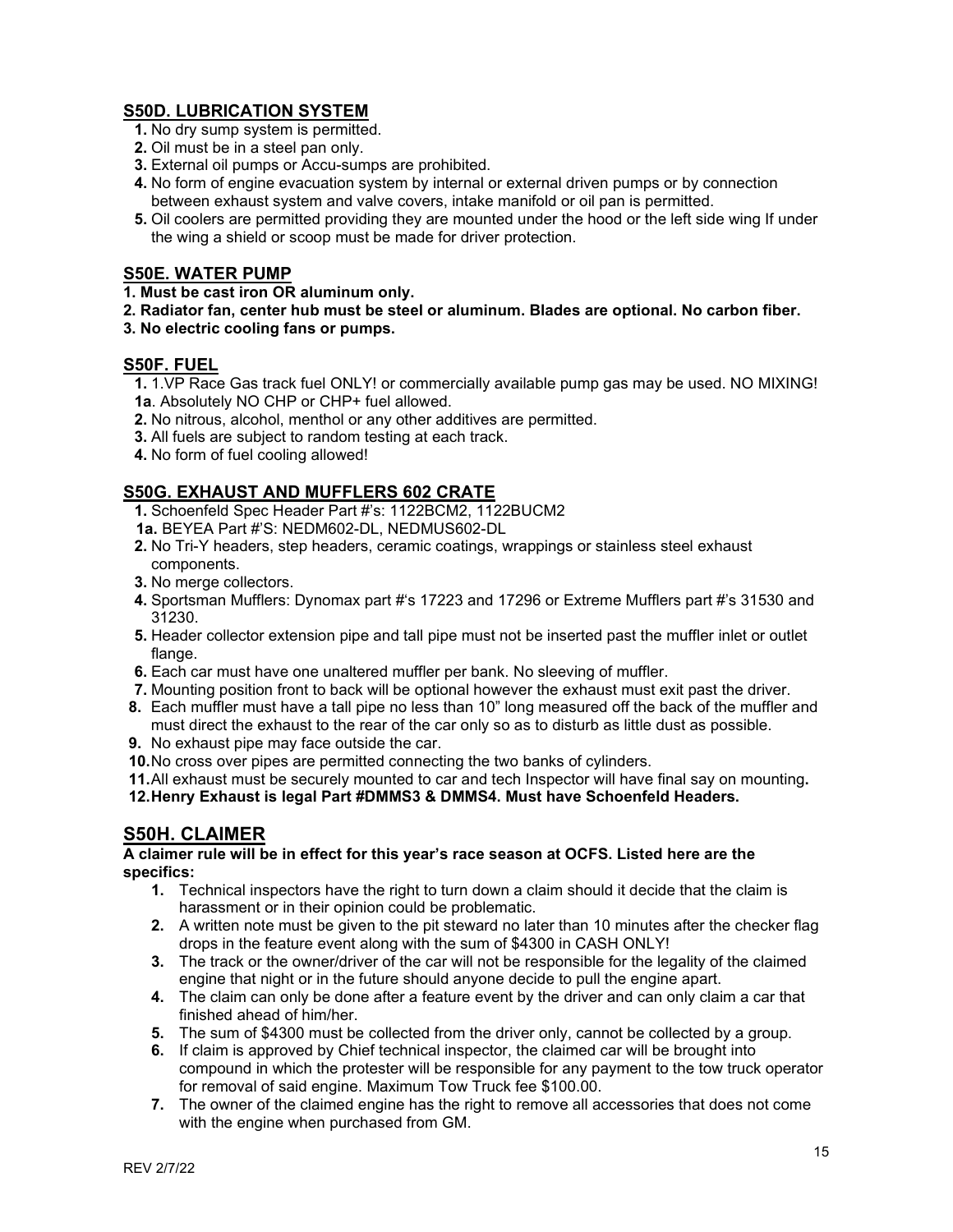## S50D. LUBRICATION SYSTEM

1. No dry sump system is permitted.
2. Oil must be in a steel pan only.
3. External oil pumps or Accu-sumps are prohibited.
4. No form of engine evacuation system by internal or external driven pumps or by connection between exhaust system and valve covers, intake manifold or oil pan is permitted.
5. Oil coolers are permitted providing they are mounted under the hood or the left side wing If under the wing a shield or scoop must be made for driver protection.

## S50E. WATER PUMP

**1. Must be cast iron OR aluminum only.**
**2. Radiator fan, center hub must be steel or aluminum. Blades are optional. No carbon fiber.**
**3. No electric cooling fans or pumps.**

## S50F. FUEL

**1.** 1.VP Race Gas track fuel ONLY! or commercially available pump gas may be used. NO MIXING!
**1a**. Absolutely NO CHP or CHP+ fuel allowed.
**2.** No nitrous, alcohol, menthol or any other additives are permitted.
**3.** All fuels are subject to random testing at each track.
**4.** No form of fuel cooling allowed!

## S50G. EXHAUST AND MUFFLERS 602 CRATE

**1.** Schoenfeld Spec Header Part #'s: 1122BCM2, 1122BUCM2
**1a.** BEYEA Part #'S: NEDM602-DL, NEDMUS602-DL
**2.** No Tri-Y headers, step headers, ceramic coatings, wrappings or stainless steel exhaust components.
**3.** No merge collectors.
**4.** Sportsman Mufflers: Dynomax part #'s 17223 and 17296 or Extreme Mufflers part #'s 31530 and 31230.
**5.** Header collector extension pipe and tall pipe must not be inserted past the muffler inlet or outlet flange.
**6.** Each car must have one unaltered muffler per bank. No sleeving of muffler.
**7.** Mounting position front to back will be optional however the exhaust must exit past the driver.
**8.** Each muffler must have a tall pipe no less than 10" long measured off the back of the muffler and must direct the exhaust to the rear of the car only so as to disturb as little dust as possible.
**9.** No exhaust pipe may face outside the car.
**10.** No cross over pipes are permitted connecting the two banks of cylinders.
**11.** All exhaust must be securely mounted to car and tech Inspector will have final say on mounting**.**
**12. Henry Exhaust is legal Part #DMMS3 & DMMS4. Must have Schoenfeld Headers.**

## S50H. CLAIMER

**A claimer rule will be in effect for this year's race season at OCFS. Listed here are the specifics:**

1. Technical inspectors have the right to turn down a claim should it decide that the claim is harassment or in their opinion could be problematic.
2. A written note must be given to the pit steward no later than 10 minutes after the checker flag drops in the feature event along with the sum of $4300 in CASH ONLY!
3. The track or the owner/driver of the car will not be responsible for the legality of the claimed engine that night or in the future should anyone decide to pull the engine apart.
4. The claim can only be done after a feature event by the driver and can only claim a car that finished ahead of him/her.
5. The sum of $4300 must be collected from the driver only, cannot be collected by a group.
6. If claim is approved by Chief technical inspector, the claimed car will be brought into compound in which the protester will be responsible for any payment to the tow truck operator for removal of said engine. Maximum Tow Truck fee $100.00.
7. The owner of the claimed engine has the right to remove all accessories that does not come with the engine when purchased from GM.

REV 2/7/22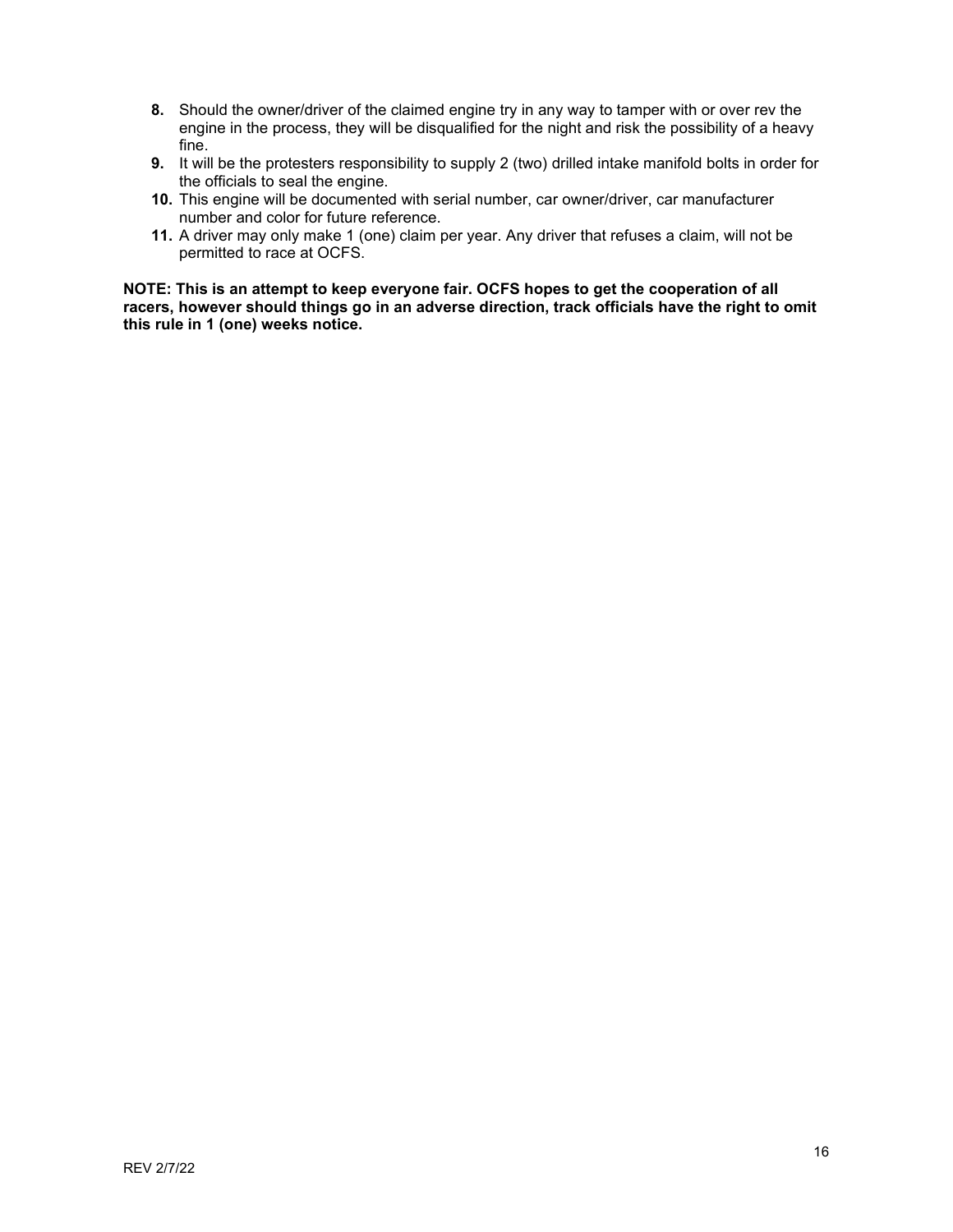8. Should the owner/driver of the claimed engine try in any way to tamper with or over rev the engine in the process, they will be disqualified for the night and risk the possibility of a heavy fine.
9. It will be the protesters responsibility to supply 2 (two) drilled intake manifold bolts in order for the officials to seal the engine.
10. This engine will be documented with serial number, car owner/driver, car manufacturer number and color for future reference.
11. A driver may only make 1 (one) claim per year. Any driver that refuses a claim, will not be permitted to race at OCFS.

**NOTE: This is an attempt to keep everyone fair. OCFS hopes to get the cooperation of all racers, however should things go in an adverse direction, track officials have the right to omit this rule in 1 (one) weeks notice.**

REV 2/7/22